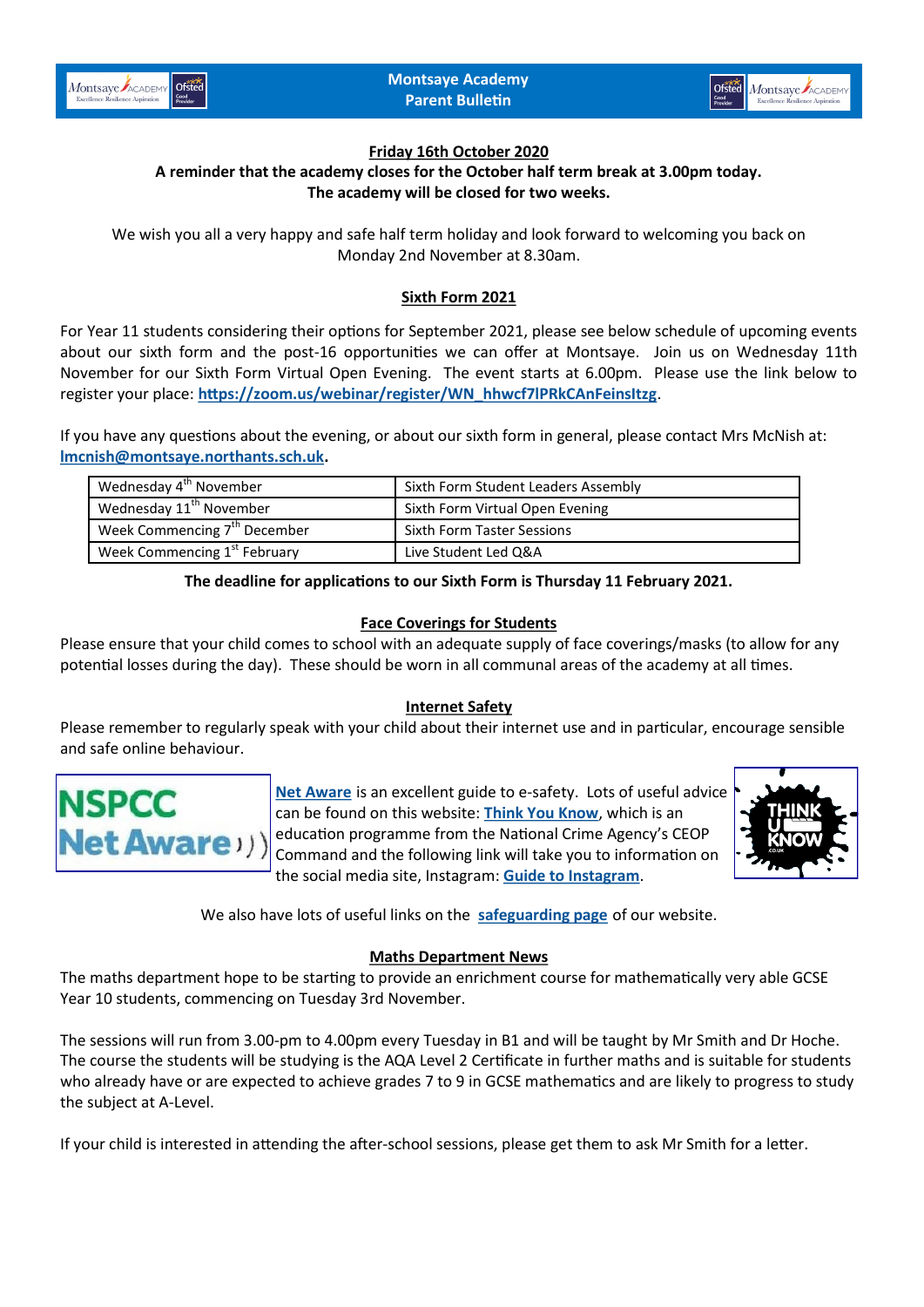# Montsaye Academy Parent Bulletin

**Friday 16th October 2020**

**A reminder that the academy closes for the October half term break at 3.00pm today.**
**The academy will be closed for two weeks.**

We wish you all a very happy and safe half term holiday and look forward to welcoming you back on Monday 2nd November at 8.30am.

## Sixth Form 2021

For Year 11 students considering their options for September 2021, please see below schedule of upcoming events about our sixth form and the post-16 opportunities we can offer at Montsaye. Join us on Wednesday 11th November for our Sixth Form Virtual Open Evening. The event starts at 6.00pm. Please use the link below to register your place: **https://zoom.us/webinar/register/WN_hhwcf7lPRkCAnFeinsItzg**.

If you have any questions about the evening, or about our sixth form in general, please contact Mrs McNish at: **lmcnish@montsaye.northants.sch.uk.**

| Date | Event |
|---|---|
| Wednesday 4th November | Sixth Form Student Leaders Assembly |
| Wednesday 11th November | Sixth Form Virtual Open Evening |
| Week Commencing 7th December | Sixth Form Taster Sessions |
| Week Commencing 1st February | Live Student Led Q&A |

**The deadline for applications to our Sixth Form is Thursday 11 February 2021.**

## Face Coverings for Students

Please ensure that your child comes to school with an adequate supply of face coverings/masks (to allow for any potential losses during the day). These should be worn in all communal areas of the academy at all times.

## Internet Safety

Please remember to regularly speak with your child about their internet use and in particular, encourage sensible and safe online behaviour.

**Net Aware** is an excellent guide to e-safety. Lots of useful advice can be found on this website: **Think You Know**, which is an education programme from the National Crime Agency's CEOP Command and the following link will take you to information on the social media site, Instagram: **Guide to Instagram**.

We also have lots of useful links on the **safeguarding page** of our website.

## Maths Department News

The maths department hope to be starting to provide an enrichment course for mathematically very able GCSE Year 10 students, commencing on Tuesday 3rd November.

The sessions will run from 3.00-pm to 4.00pm every Tuesday in B1 and will be taught by Mr Smith and Dr Hoche. The course the students will be studying is the AQA Level 2 Certificate in further maths and is suitable for students who already have or are expected to achieve grades 7 to 9 in GCSE mathematics and are likely to progress to study the subject at A-Level.

If your child is interested in attending the after-school sessions, please get them to ask Mr Smith for a letter.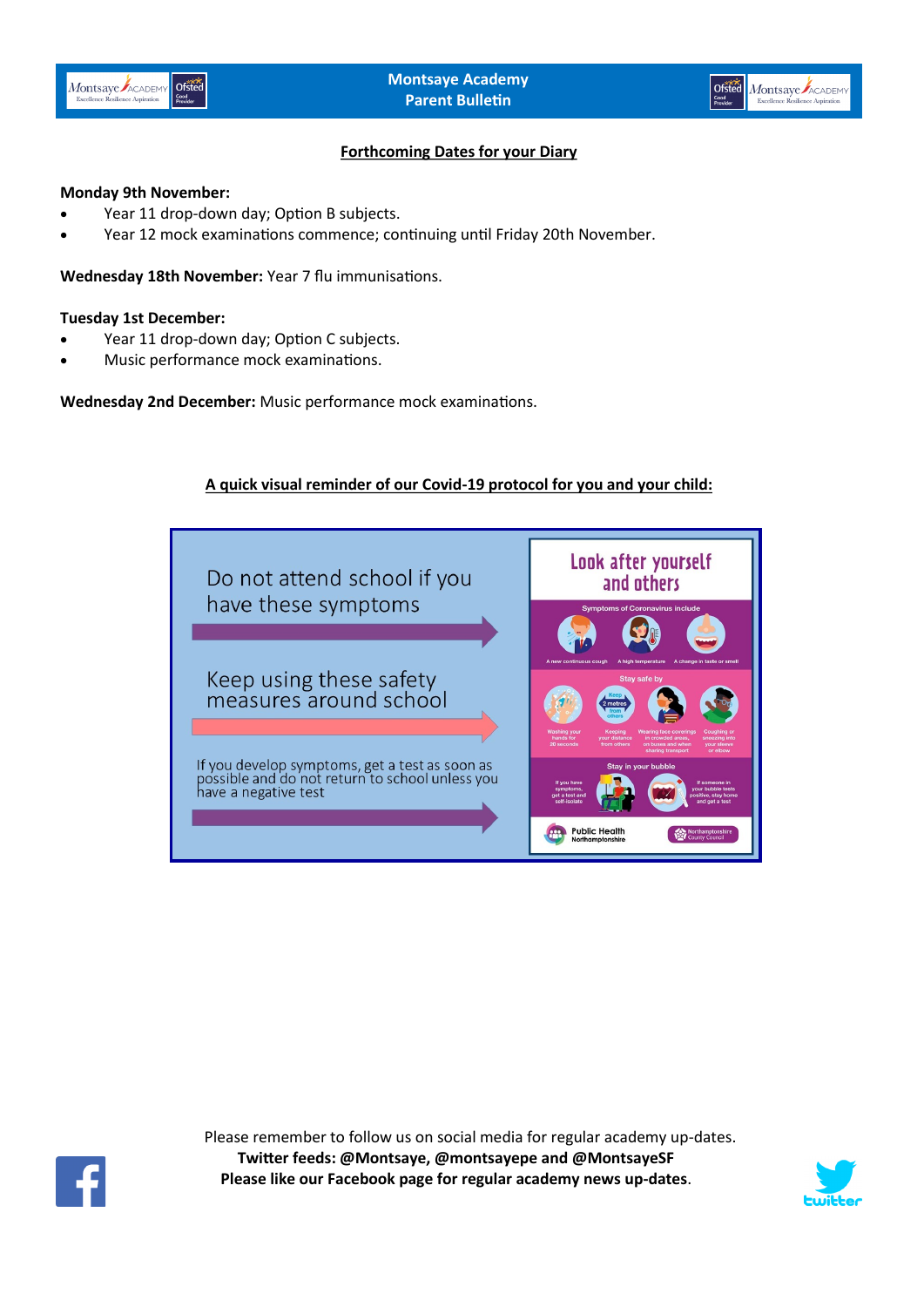## Forthcoming Dates for your Diary

**Monday 9th November:**

- Year 11 drop-down day; Option B subjects.
- Year 12 mock examinations commence; continuing until Friday 20th November.

**Wednesday 18th November:** Year 7 flu immunisations.

**Tuesday 1st December:**

- Year 11 drop-down day; Option C subjects.
- Music performance mock examinations.

**Wednesday 2nd December:** Music performance mock examinations.

## A quick visual reminder of our Covid-19 protocol for you and your child:

Do not attend school if you have these symptoms

Keep using these safety measures around school

If you develop symptoms, get a test as soon as possible and do not return to school unless you have a negative test

Look after yourself and others

Symptoms of Coronavirus include

A new continuous cough

A high temperature

A change in taste or smell

Stay safe by

Washing your hands for 20 seconds

Keeping your distance from others

Wearing face coverings in crowded areas, on buses and when sharing transport

Coughing or sneezing into your sleeve or elbow

Stay in your bubble

If you have symptoms, get a test and self-isolate

If someone in your bubble tests positive, stay home and get a test

Public Health Northamptonshire

Northamptonshire County Council

Please remember to follow us on social media for regular academy up-dates.

**Twitter feeds: @Montsaye, @montsayepe and @MontsayeSF**

**Please like our Facebook page for regular academy news up-dates**.